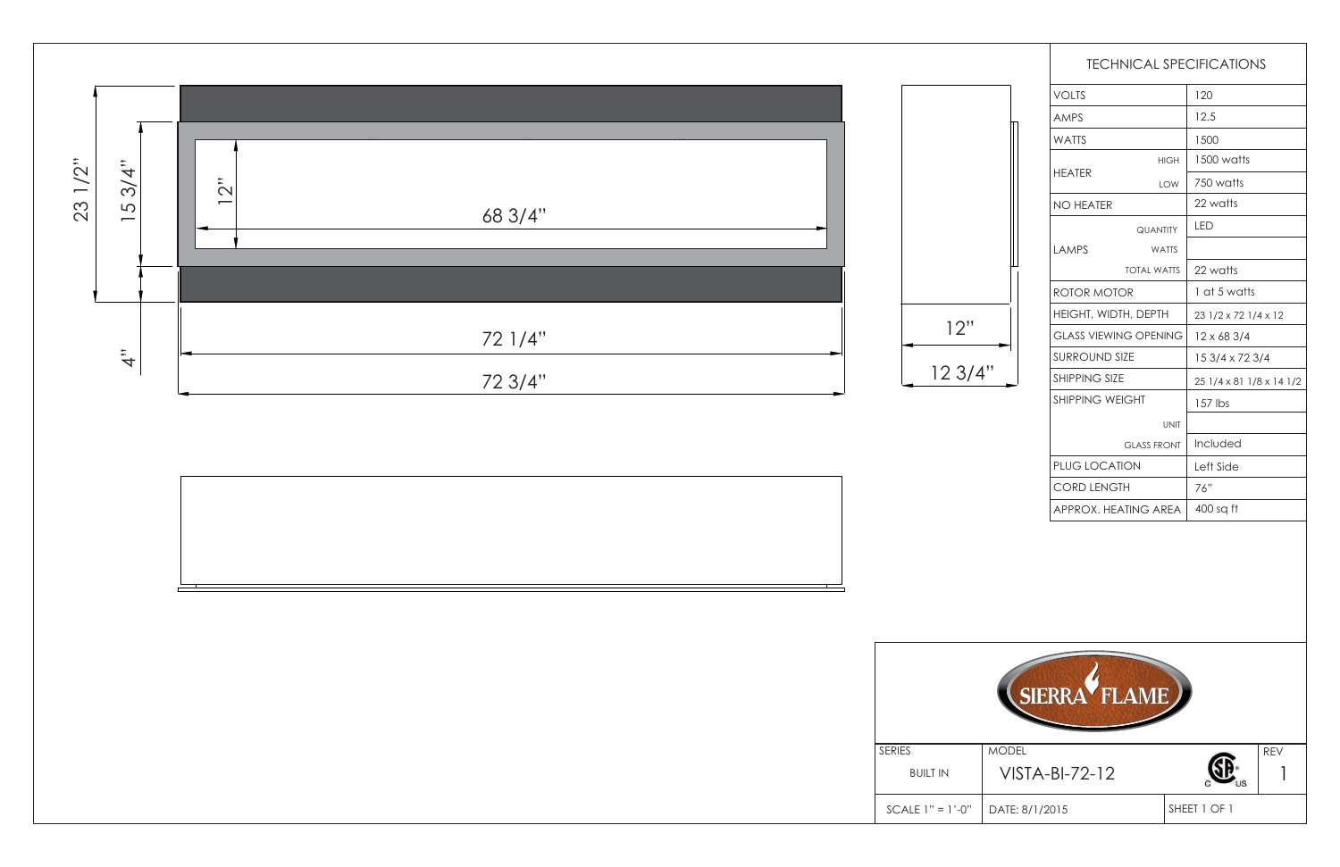23 1/2"

15 3/4"

12"

68 3/4"

4"

72 1/4"

72 3/4"

12"

12 3/4"

## TECHNICAL SPECIFICATIONS

| | | |
|---|---|---|
| VOLTS | | 120 |
| AMPS | | 12.5 |
| WATTS | | 1500 |
| HEATER | HIGH | 1500 watts |
| | LOW | 750 watts |
| NO HEATER | | 22 watts |
| LAMPS | QUANTITY | LED |
| | WATTS | |
| | TOTAL WATTS | 22 watts |
| ROTOR MOTOR | | 1 at 5 watts |
| HEIGHT, WIDTH, DEPTH | | 23 1/2 x 72 1/4 x 12 |
| GLASS VIEWING OPENING | | 12 x 68 3/4 |
| SURROUND SIZE | | 15 3/4 x 72 3/4 |
| SHIPPING SIZE | | 25 1/4 x 81 1/8 x 14 1/2 |
| SHIPPING WEIGHT | | 157 lbs |
| | UNIT | |
| | GLASS FRONT | Included |
| PLUG LOCATION | | Left Side |
| CORD LENGTH | | 76" |
| APPROX. HEATING AREA | | 400 sq ft |

SIERRA FLAME

| SERIES | MODEL | | REV |
|---|---|---|---|
| BUILT IN | VISTA-BI-72-12 | CSA c us | 1 |
| SCALE 1" = 1'-0" | DATE: 8/1/2015 | SHEET 1 OF 1 | |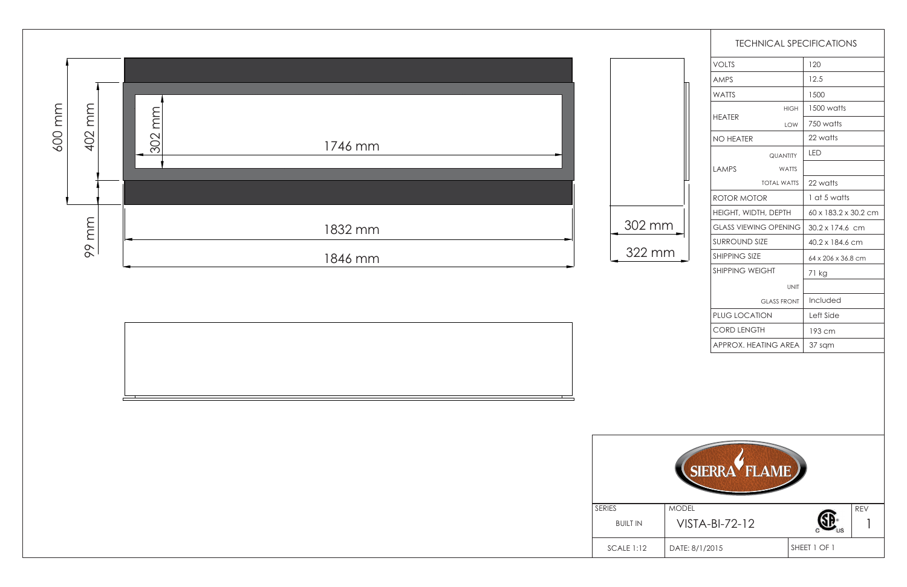600 mm
402 mm
302 mm
1746 mm
99 mm
1832 mm
1846 mm
302 mm
322 mm

## TECHNICAL SPECIFICATIONS

| | | |
|---|---|---|
| VOLTS | | 120 |
| AMPS | | 12.5 |
| WATTS | | 1500 |
| HEATER | HIGH | 1500 watts |
| | LOW | 750 watts |
| NO HEATER | | 22 watts |
| LAMPS | QUANTITY | LED |
| | WATTS | |
| | TOTAL WATTS | 22 watts |
| ROTOR MOTOR | | 1 at 5 watts |
| HEIGHT, WIDTH, DEPTH | | 60 x 183.2 x 30.2 cm |
| GLASS VIEWING OPENING | | 30.2 x 174.6 cm |
| SURROUND SIZE | | 40.2 x 184.6 cm |
| SHIPPING SIZE | | 64 x 206 x 36.8 cm |
| SHIPPING WEIGHT | | 71 kg |
| | UNIT | |
| | GLASS FRONT | Included |
| PLUG LOCATION | | Left Side |
| CORD LENGTH | | 193 cm |
| APPROX. HEATING AREA | | 37 sqm |

SIERRA FLAME

| | | | |
|---|---|---|---|
| SERIES<br>BUILT IN | MODEL<br>VISTA-BI-72-12 | CSA c us | REV<br>1 |
| SCALE 1:12 | DATE: 8/1/2015 | SHEET 1 OF 1 | |